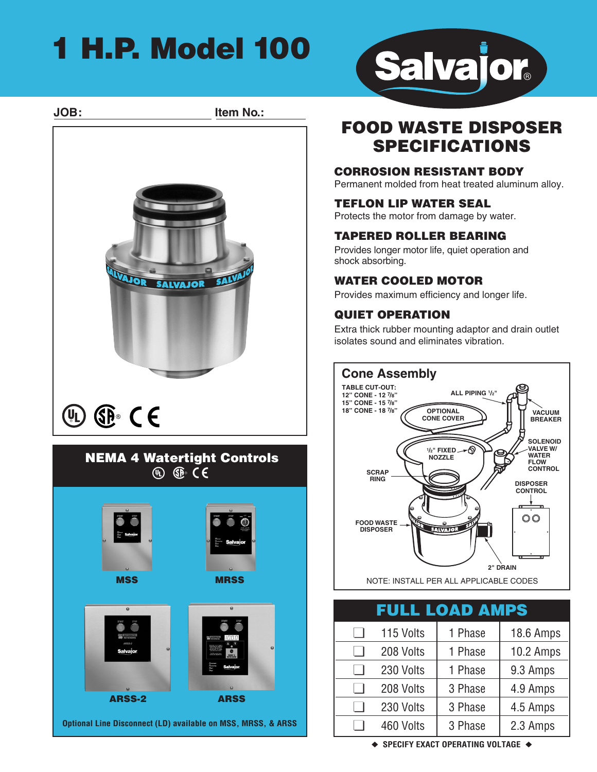# 1 H.P. Model 100

Salvajor®

JOB: Item No.:

## NEMA 4 Watertight Controls

MSS

MRSS

ARSS-2

ARSS

**Optional Line Disconnect (LD) available on MSS, MRSS, & ARSS**

## FOOD WASTE DISPOSER SPECIFICATIONS

### CORROSION RESISTANT BODY

Permanent molded from heat treated aluminum alloy.

### TEFLON LIP WATER SEAL

Protects the motor from damage by water.

### TAPERED ROLLER BEARING

Provides longer motor life, quiet operation and shock absorbing.

### WATER COOLED MOTOR

Provides maximum efficiency and longer life.

### QUIET OPERATION

Extra thick rubber mounting adaptor and drain outlet isolates sound and eliminates vibration.

### Cone Assembly

TABLE CUT-OUT:
12" CONE - 12 7/8"
15" CONE - 15 7/8"
18" CONE - 18 7/8"

ALL PIPING 1/2"

OPTIONAL CONE COVER

VACUUM BREAKER

1/2" FIXED NOZZLE

SOLENOID VALVE W/ WATER FLOW CONTROL

SCRAP RING

DISPOSER CONTROL

FOOD WASTE DISPOSER

2" DRAIN

NOTE: INSTALL PER ALL APPLICABLE CODES

### FULL LOAD AMPS

| | Volts | Phase | Amps |
|---|---|---|---|
| ❑ | 115 Volts | 1 Phase | 18.6 Amps |
| ❑ | 208 Volts | 1 Phase | 10.2 Amps |
| ❑ | 230 Volts | 1 Phase | 9.3 Amps |
| ❑ | 208 Volts | 3 Phase | 4.9 Amps |
| ❑ | 230 Volts | 3 Phase | 4.5 Amps |
| ❑ | 460 Volts | 3 Phase | 2.3 Amps |

◆ SPECIFY EXACT OPERATING VOLTAGE ◆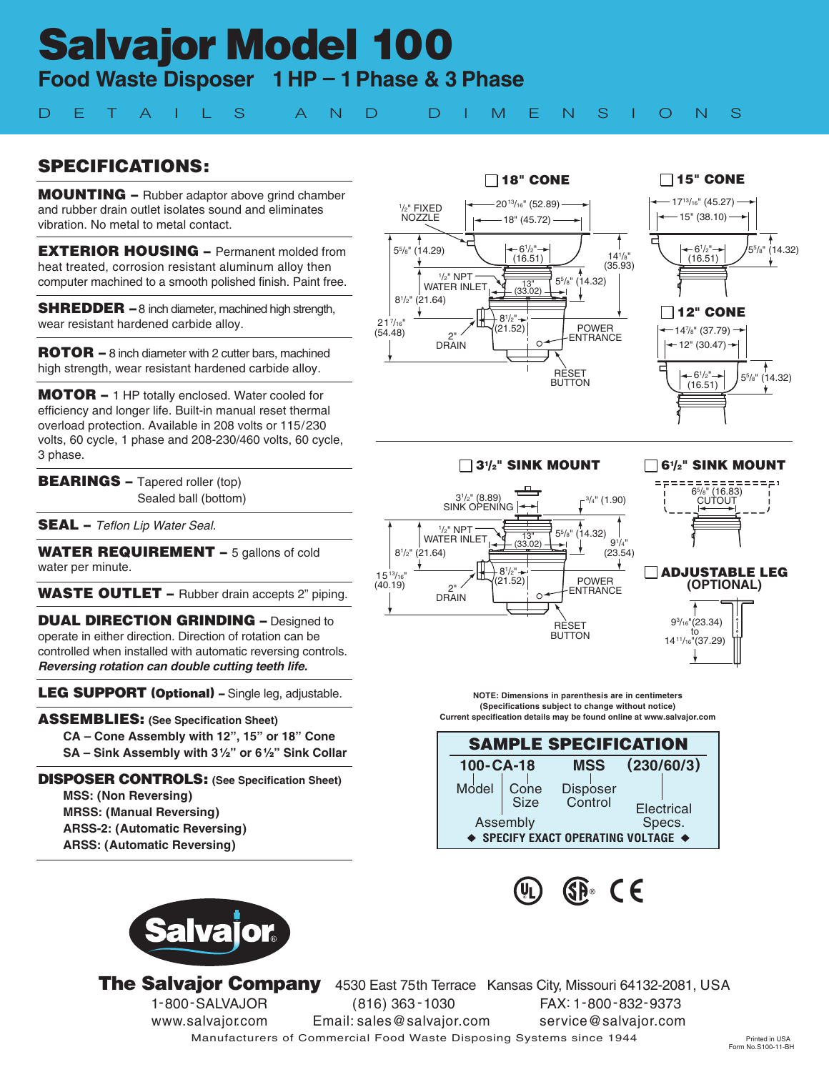# Salvajor Model 100

## Food Waste Disposer 1 HP – 1 Phase & 3 Phase

DETAILS AND DIMENSIONS

## SPECIFICATIONS:

**MOUNTING –** Rubber adaptor above grind chamber and rubber drain outlet isolates sound and eliminates vibration. No metal to metal contact.

**EXTERIOR HOUSING –** Permanent molded from heat treated, corrosion resistant aluminum alloy then computer machined to a smooth polished finish. Paint free.

**SHREDDER –** 8 inch diameter, machined high strength, wear resistant hardened carbide alloy.

**ROTOR –** 8 inch diameter with 2 cutter bars, machined high strength, wear resistant hardened carbide alloy.

**MOTOR –** 1 HP totally enclosed. Water cooled for efficiency and longer life. Built-in manual reset thermal overload protection. Available in 208 volts or 115/230 volts, 60 cycle, 1 phase and 208-230/460 volts, 60 cycle, 3 phase.

**BEARINGS –** Tapered roller (top)
Sealed ball (bottom)

**SEAL –** *Teflon Lip Water Seal.*

**WATER REQUIREMENT –** 5 gallons of cold water per minute.

**WASTE OUTLET –** Rubber drain accepts 2" piping.

**DUAL DIRECTION GRINDING –** Designed to operate in either direction. Direction of rotation can be controlled when installed with automatic reversing controls. ***Reversing rotation can double cutting teeth life.***

**LEG SUPPORT (Optional) –** Single leg, adjustable.

**ASSEMBLIES:** (See Specification Sheet)
- **CA – Cone Assembly with 12", 15" or 18" Cone**
- **SA – Sink Assembly with 3½" or 6½" Sink Collar**

**DISPOSER CONTROLS:** (See Specification Sheet)
- **MSS: (Non Reversing)**
- **MRSS: (Manual Reversing)**
- **ARSS-2: (Automatic Reversing)**
- **ARSS: (Automatic Reversing)**

☐ 18" CONE

½" FIXED NOZZLE
20 13/16" (52.89)
18" (45.72)
5⅝" (14.29)
6½" (16.51)
14⅛" (35.93)
½" NPT WATER INLET
13" (33.02)
5⅝" (14.32)
8½" (21.64)
21 7/16" (54.48)
8½" (21.52)
2" DRAIN
POWER ENTRANCE
RESET BUTTON

☐ 15" CONE

17 13/16" (45.27)
15" (38.10)
6½" (16.51)
5⅝" (14.32)

☐ 12" CONE

14⅞" (37.79)
12" (30.47)
6½" (16.51)
5⅝" (14.32)

☐ 3½" SINK MOUNT

3½" (8.89) SINK OPENING
¾" (1.90)
½" NPT WATER INLET
13" (33.02)
5⅝" (14.32)
9¼" (23.54)
8½" (21.64)
15 13/16" (40.19)
8½" (21.52)
2" DRAIN
POWER ENTRANCE
RESET BUTTON

☐ 6½" SINK MOUNT

6⅝" (16.83) CUTOUT

☐ ADJUSTABLE LEG (OPTIONAL)

9 3/16" (23.34) to 14 11/16" (37.29)

NOTE: Dimensions in parenthesis are in centimeters
(Specifications subject to change without notice)
Current specification details may be found online at www.salvajor.com

### SAMPLE SPECIFICATION

| 100-CA-18 | | MSS | (230/60/3) |
|---|---|---|---|
| Model | Cone Size | Disposer Control | Electrical Specs. |
| Assembly | | | |

◆ SPECIFY EXACT OPERATING VOLTAGE ◆

**The Salvajor Company** 4530 East 75th Terrace Kansas City, Missouri 64132-2081, USA
1-800-SALVAJOR (816) 363-1030 FAX: 1-800-832-9373
www.salvajor.com Email: sales@salvajor.com service@salvajor.com
Manufacturers of Commercial Food Waste Disposing Systems since 1944

Printed in USA
Form No.S100-11-BH